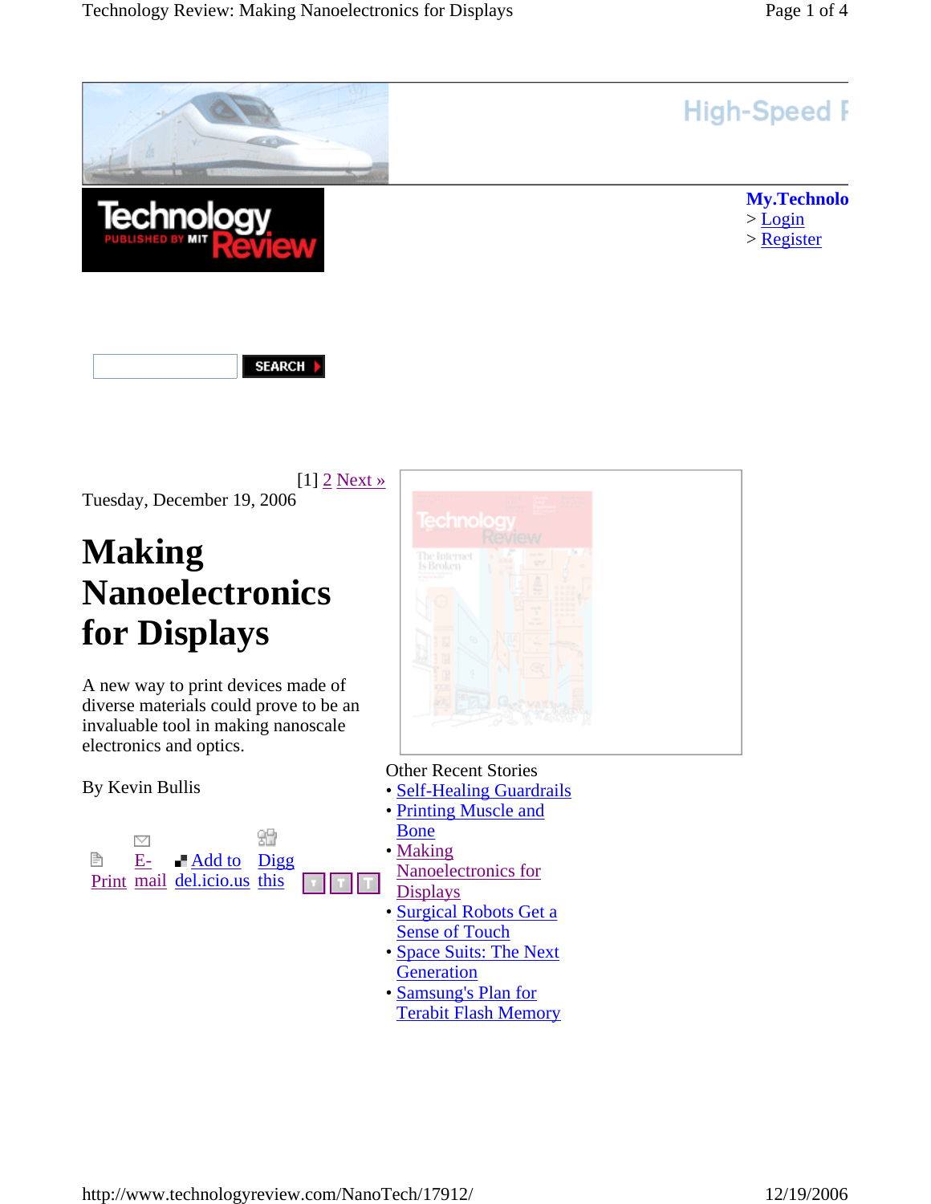My.Technolo
> Login
> Register

SEARCH

[1] 2 Next »

Tuesday, December 19, 2006

# Making Nanoelectronics for Displays

A new way to print devices made of diverse materials could prove to be an invaluable tool in making nanoscale electronics and optics.

By Kevin Bullis

Print E-mail Add to del.icio.us Digg this

Other Recent Stories

- Self-Healing Guardrails
- Printing Muscle and Bone
- Making Nanoelectronics for Displays
- Surgical Robots Get a Sense of Touch
- Space Suits: The Next Generation
- Samsung's Plan for Terabit Flash Memory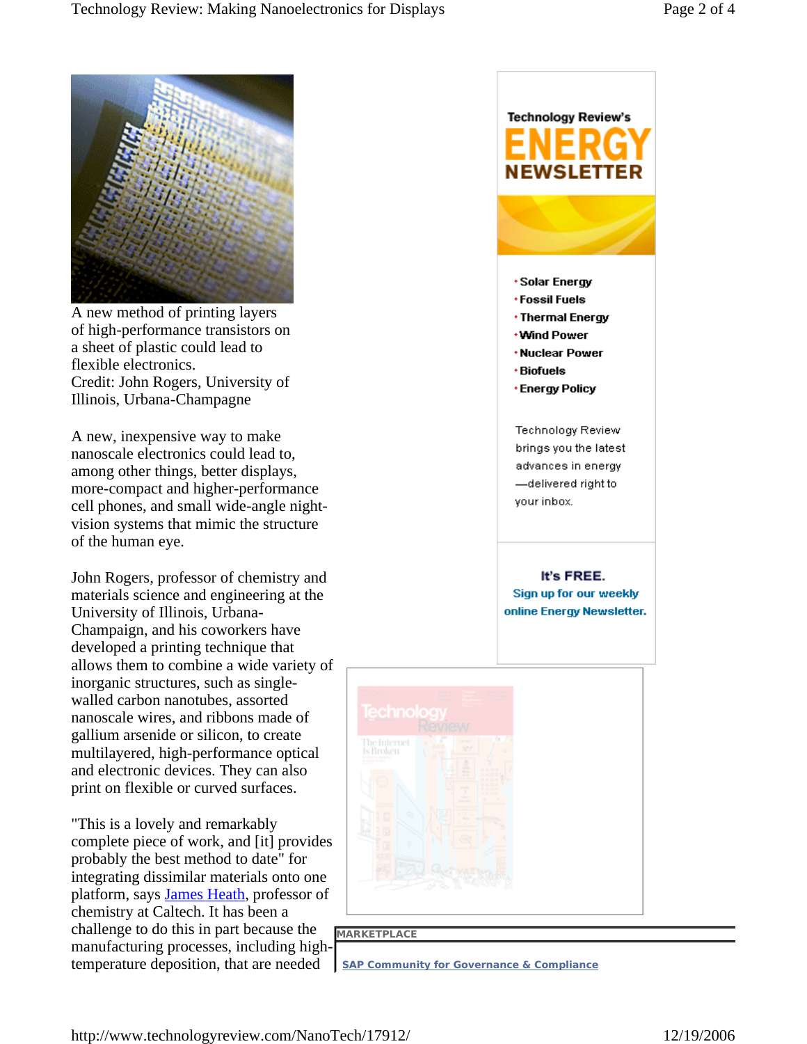A new method of printing layers of high-performance transistors on a sheet of plastic could lead to flexible electronics.
Credit: John Rogers, University of Illinois, Urbana-Champagne

A new, inexpensive way to make nanoscale electronics could lead to, among other things, better displays, more-compact and higher-performance cell phones, and small wide-angle night-vision systems that mimic the structure of the human eye.

John Rogers, professor of chemistry and materials science and engineering at the University of Illinois, Urbana-Champaign, and his coworkers have developed a printing technique that allows them to combine a wide variety of inorganic structures, such as single-walled carbon nanotubes, assorted nanoscale wires, and ribbons made of gallium arsenide or silicon, to create multilayered, high-performance optical and electronic devices. They can also print on flexible or curved surfaces.

"This is a lovely and remarkably complete piece of work, and [it] provides probably the best method to date" for integrating dissimilar materials onto one platform, says James Heath, professor of chemistry at Caltech. It has been a challenge to do this in part because the manufacturing processes, including high-temperature deposition, that are needed

Technology Review's ENERGY NEWSLETTER

- Solar Energy
- Fossil Fuels
- Thermal Energy
- Wind Power
- Nuclear Power
- Biofuels
- Energy Policy

Technology Review brings you the latest advances in energy —delivered right to your inbox.

**It's FREE.**
Sign up for our weekly online Energy Newsletter.

MARKETPLACE

SAP Community for Governance & Compliance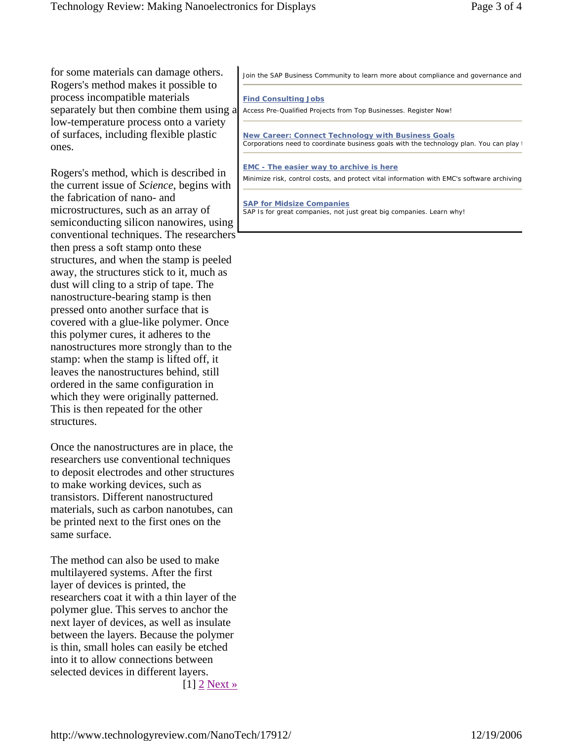for some materials can damage others. Rogers's method makes it possible to process incompatible materials separately but then combine them using a low-temperature process onto a variety of surfaces, including flexible plastic ones.

Rogers's method, which is described in the current issue of *Science*, begins with the fabrication of nano- and microstructures, such as an array of semiconducting silicon nanowires, using conventional techniques. The researchers then press a soft stamp onto these structures, and when the stamp is peeled away, the structures stick to it, much as dust will cling to a strip of tape. The nanostructure-bearing stamp is then pressed onto another surface that is covered with a glue-like polymer. Once this polymer cures, it adheres to the nanostructures more strongly than to the stamp: when the stamp is lifted off, it leaves the nanostructures behind, still ordered in the same configuration in which they were originally patterned. This is then repeated for the other structures.

Once the nanostructures are in place, the researchers use conventional techniques to deposit electrodes and other structures to make working devices, such as transistors. Different nanostructured materials, such as carbon nanotubes, can be printed next to the first ones on the same surface.

The method can also be used to make multilayered systems. After the first layer of devices is printed, the researchers coat it with a thin layer of the polymer glue. This serves to anchor the next layer of devices, as well as insulate between the layers. Because the polymer is thin, small holes can easily be etched into it to allow connections between selected devices in different layers.

[1] 2 Next »

Join the SAP Business Community to learn more about compliance and governance and

**Find Consulting Jobs**
Access Pre-Qualified Projects from Top Businesses. Register Now!

**New Career: Connect Technology with Business Goals**
Corporations need to coordinate business goals with the technology plan. You can play t

**EMC - The easier way to archive is here**
Minimize risk, control costs, and protect vital information with EMC's software archiving

**SAP for Midsize Companies**
SAP Is for great companies, not just great big companies. Learn why!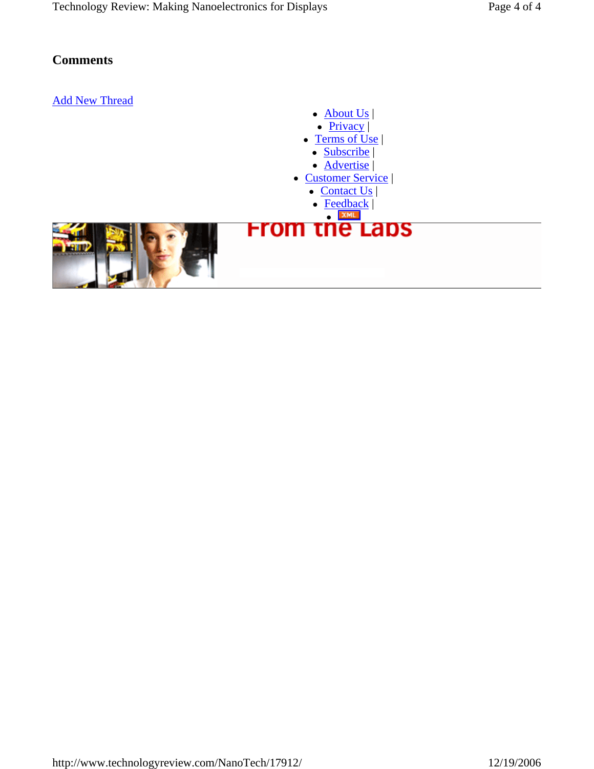## Comments

Add New Thread

- About Us |
- Privacy |
- Terms of Use |
- Subscribe |
- Advertise |
- Customer Service |
- Contact Us |
- Feedback |
- XML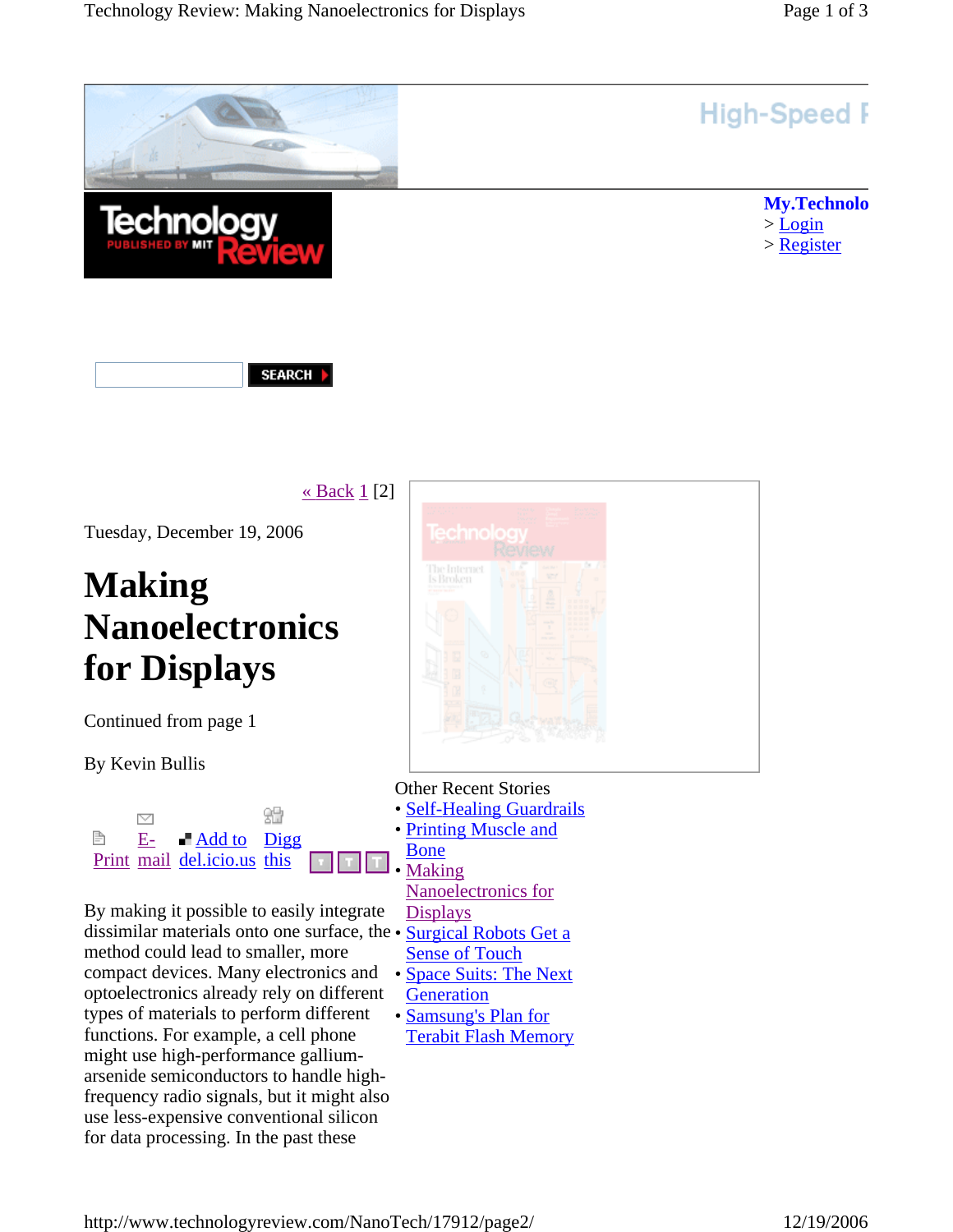High-Speed F

**My.Technolo**
> Login
> Register

SEARCH

« Back 1 [2]

Tuesday, December 19, 2006

# Making Nanoelectronics for Displays

Continued from page 1

By Kevin Bullis

Print E-mail Add to del.icio.us Digg this

Other Recent Stories

- Self-Healing Guardrails
- Printing Muscle and Bone
- Making Nanoelectronics for Displays
- Surgical Robots Get a Sense of Touch
- Space Suits: The Next Generation
- Samsung's Plan for Terabit Flash Memory

By making it possible to easily integrate dissimilar materials onto one surface, the method could lead to smaller, more compact devices. Many electronics and optoelectronics already rely on different types of materials to perform different functions. For example, a cell phone might use high-performance gallium-arsenide semiconductors to handle high-frequency radio signals, but it might also use less-expensive conventional silicon for data processing. In the past these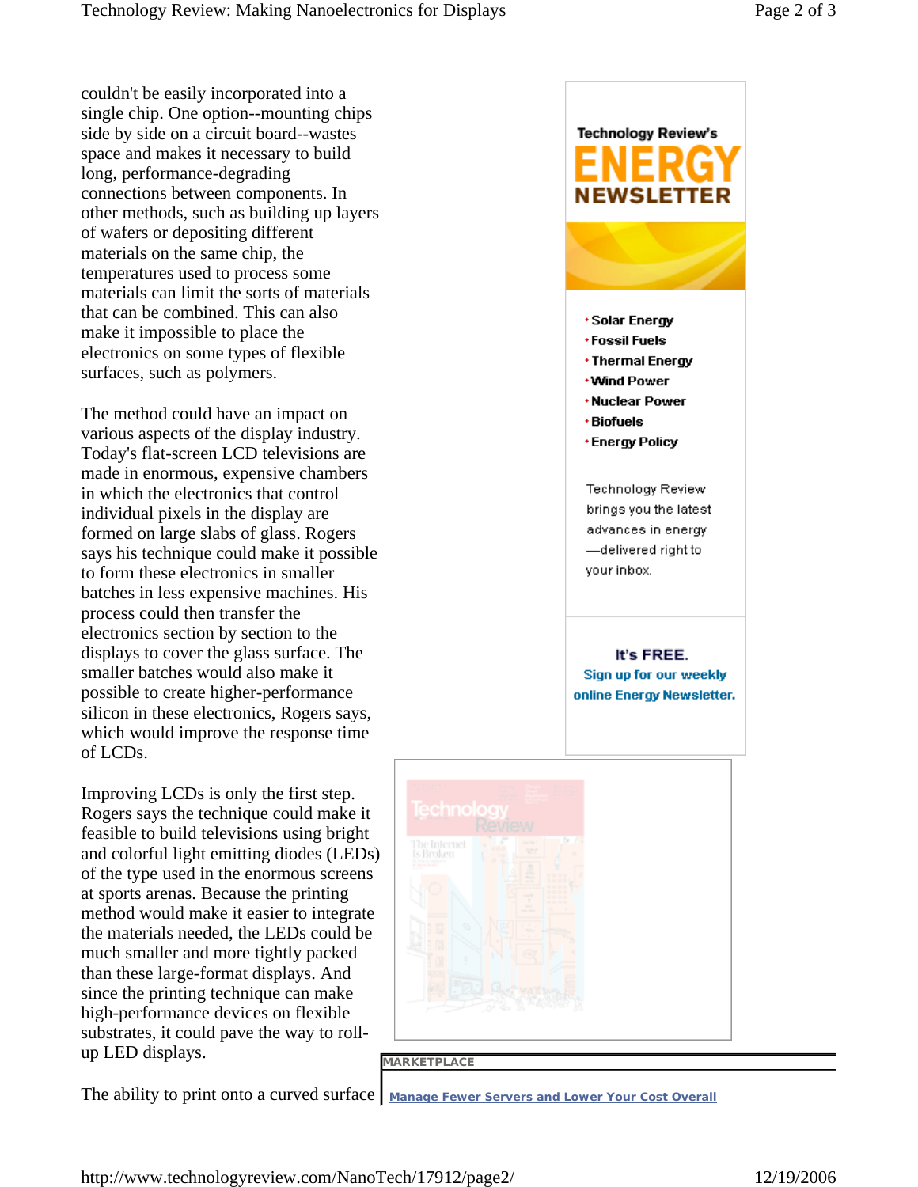couldn't be easily incorporated into a single chip. One option--mounting chips side by side on a circuit board--wastes space and makes it necessary to build long, performance-degrading connections between components. In other methods, such as building up layers of wafers or depositing different materials on the same chip, the temperatures used to process some materials can limit the sorts of materials that can be combined. This can also make it impossible to place the electronics on some types of flexible surfaces, such as polymers.

The method could have an impact on various aspects of the display industry. Today's flat-screen LCD televisions are made in enormous, expensive chambers in which the electronics that control individual pixels in the display are formed on large slabs of glass. Rogers says his technique could make it possible to form these electronics in smaller batches in less expensive machines. His process could then transfer the electronics section by section to the displays to cover the glass surface. The smaller batches would also make it possible to create higher-performance silicon in these electronics, Rogers says, which would improve the response time of LCDs.

Improving LCDs is only the first step. Rogers says the technique could make it feasible to build televisions using bright and colorful light emitting diodes (LEDs) of the type used in the enormous screens at sports arenas. Because the printing method would make it easier to integrate the materials needed, the LEDs could be much smaller and more tightly packed than these large-format displays. And since the printing technique can make high-performance devices on flexible substrates, it could pave the way to roll-up LED displays.

The ability to print onto a curved surface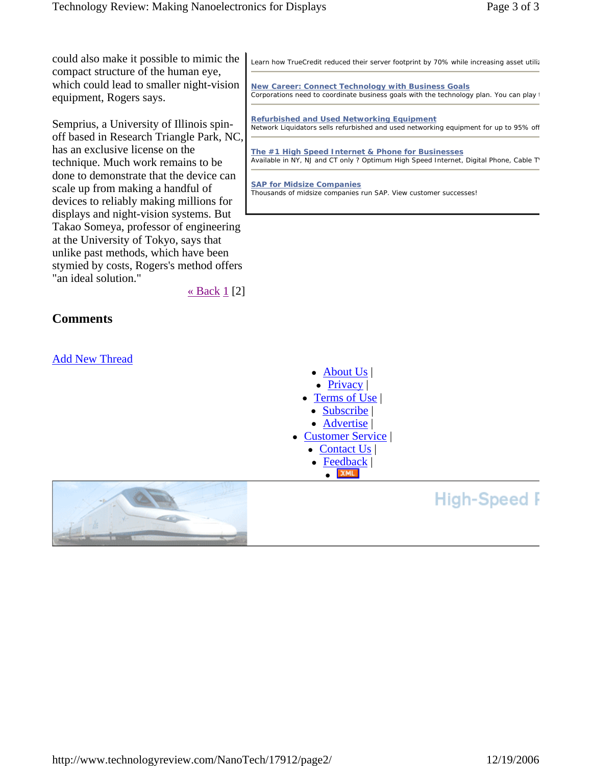could also make it possible to mimic the compact structure of the human eye, which could lead to smaller night-vision equipment, Rogers says.

Semprius, a University of Illinois spin-off based in Research Triangle Park, NC, has an exclusive license on the technique. Much work remains to be done to demonstrate that the device can scale up from making a handful of devices to reliably making millions for displays and night-vision systems. But Takao Someya, professor of engineering at the University of Tokyo, says that unlike past methods, which have been stymied by costs, Rogers's method offers "an ideal solution."

« Back 1 [2]

Learn how TrueCredit reduced their server footprint by 70% while increasing asset utiliz

**New Career: Connect Technology with Business Goals**
Corporations need to coordinate business goals with the technology plan. You can play t

**Refurbished and Used Networking Equipment**
Network Liquidators sells refurbished and used networking equipment for up to 95% off

**The #1 High Speed Internet & Phone for Businesses**
Available in NY, NJ and CT only ? Optimum High Speed Internet, Digital Phone, Cable TV

**SAP for Midsize Companies**
Thousands of midsize companies run SAP. View customer successes!

## Comments

Add New Thread

- About Us |
- Privacy |
- Terms of Use |
- Subscribe |
- Advertise |
- Customer Service |
- Contact Us |
- Feedback |
- XML

High-Speed I